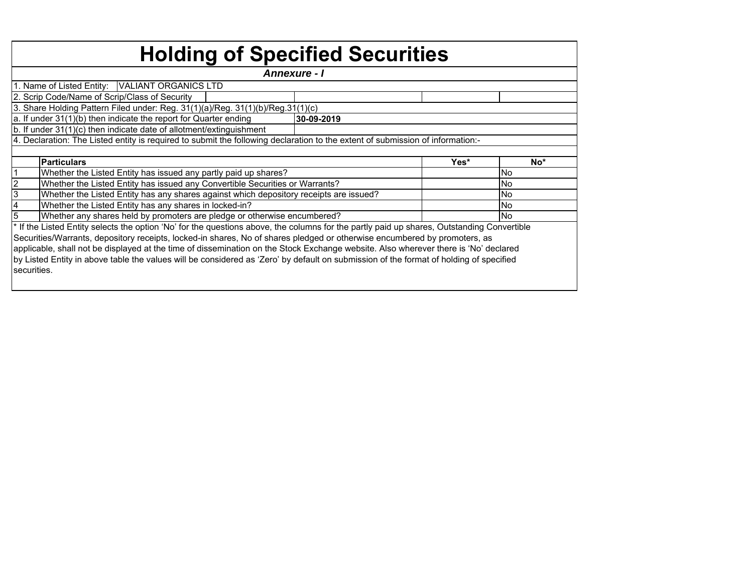# Holding of Specified Securities

***Annexure - I***

1. Name of Listed Entity: VALIANT ORGANICS LTD
2. Scrip Code/Name of Scrip/Class of Security
3. Share Holding Pattern Filed under: Reg. 31(1)(a)/Reg. 31(1)(b)/Reg.31(1)(c)

a. If under 31(1)(b) then indicate the report for Quarter ending **30-09-2019**

b. If under 31(1)(c) then indicate date of allotment/extinguishment

4. Declaration: The Listed entity is required to submit the following declaration to the extent of submission of information:-

| | **Particulars** | **Yes*** | **No*** |
|---|---|---|---|
| 1 | Whether the Listed Entity has issued any partly paid up shares? | | No |
| 2 | Whether the Listed Entity has issued any Convertible Securities or Warrants? | | No |
| 3 | Whether the Listed Entity has any shares against which depository receipts are issued? | | No |
| 4 | Whether the Listed Entity has any shares in locked-in? | | No |
| 5 | Whether any shares held by promoters are pledge or otherwise encumbered? | | No |

* If the Listed Entity selects the option 'No' for the questions above, the columns for the partly paid up shares, Outstanding Convertible Securities/Warrants, depository receipts, locked-in shares, No of shares pledged or otherwise encumbered by promoters, as applicable, shall not be displayed at the time of dissemination on the Stock Exchange website. Also wherever there is 'No' declared by Listed Entity in above table the values will be considered as 'Zero' by default on submission of the format of holding of specified securities.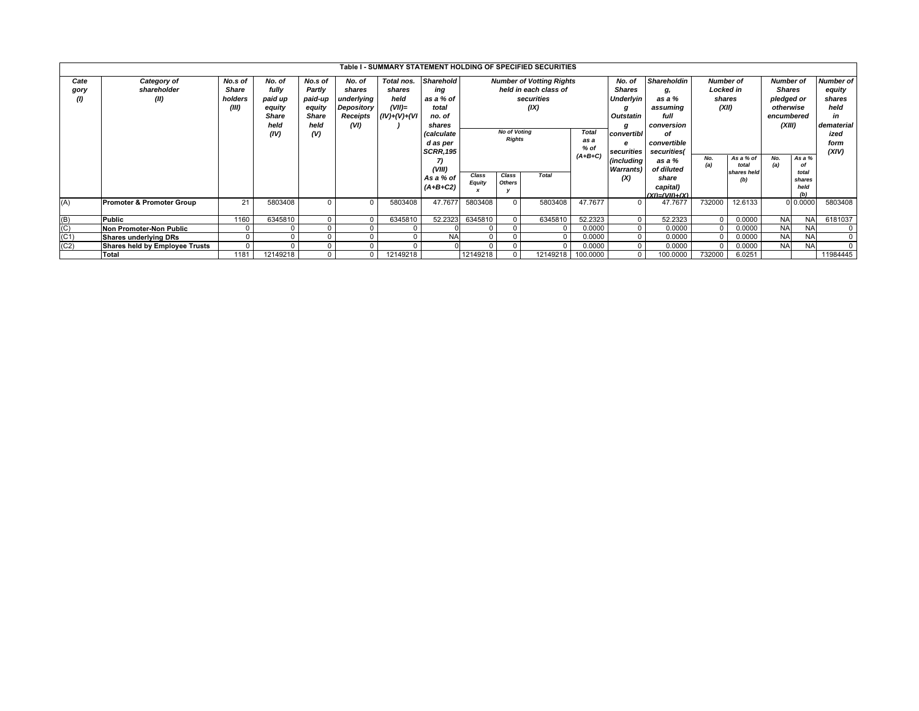| Table I - SUMMARY STATEMENT HOLDING OF SPECIFIED SECURITIES | | | | | | | | | | | | | | | | | | | |
|---|---|---|---|---|---|---|---|---|---|---|---|---|---|---|---|---|---|---|---|
| Category (I) | Category of shareholder (II) | No.s of Share holders (III) | No. of fully paid up equity Share held (IV) | No.s of Partly paid-up equity Share held (V) | No. of shares underlying Depository Receipts (VI) | Total nos. shares held (VII)= (IV)+(V)+(VI) | Shareholding as a % of total no. of shares (calculated as per SCRR,1957) (VIII) As a % of (A+B+C2) | Number of Votting Rights held in each class of securities (IX) | | | | No. of Shares Underlying Outstating convertible securities (including Warrants) (X) | Shareholding, as a % assuming full conversion of convertible securities( as a % of diluted share capital) (XI)=(VII)+(X) | Number of Locked in shares (XII) | | Number of Shares pledged or otherwise encumbered (XIII) | | Number of equity shares held in dematerialized form (XIV) |
| | | | | | | | | No of Voting Rights | | | Total as a % of (A+B+C) | | | | | | | |
| | | | | | | | | Class Equity x | Class Others y | Total | | | | No. (a) | As a % of total shares held (b) | No. (a) | As a % of total shares held (b) | |
| (A) | **Promoter & Promoter Group** | 21 | 5803408 | 0 | 0 | 5803408 | 47.7677 | 5803408 | 0 | 5803408 | 47.7677 | 0 | 47.7677 | 732000 | 12.6133 | 0 | 0.0000 | 5803408 |
| (B) | **Public** | 1160 | 6345810 | 0 | 0 | 6345810 | 52.2323 | 6345810 | 0 | 6345810 | 52.2323 | 0 | 52.2323 | 0 | 0.0000 | NA | NA | 6181037 |
| (C) | **Non Promoter-Non Public** | 0 | 0 | 0 | 0 | 0 | 0 | 0 | 0 | 0 | 0.0000 | 0 | 0.0000 | 0 | 0.0000 | NA | NA | 0 |
| (C1) | **Shares underlying DRs** | 0 | 0 | 0 | 0 | 0 | NA | 0 | 0 | 0 | 0.0000 | 0 | 0.0000 | 0 | 0.0000 | NA | NA | 0 |
| (C2) | **Shares held by Employee Trusts** | 0 | 0 | 0 | 0 | 0 | 0 | 0 | 0 | 0 | 0.0000 | 0 | 0.0000 | 0 | 0.0000 | NA | NA | 0 |
| | **Total** | 1181 | 12149218 | 0 | 0 | 12149218 | | 12149218 | 0 | 12149218 | 100.0000 | 0 | 100.0000 | 732000 | 6.0251 | | | 11984445 |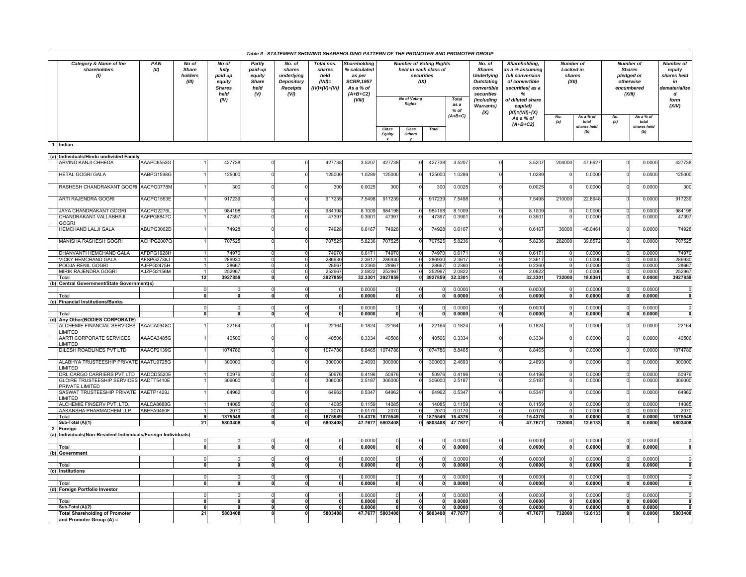**Table II - STATEMENT SHOWING SHAREHOLDING PATTERN OF THE PROMOTER AND PROMOTER GROUP**

| | Category & Name of the shareholders (I) | PAN (II) | No of Share holders (III) | No of fully paid up equity Shares held (IV) | Partly paid-up equity Share held (V) | No. of shares underlying Depository Receipts (VI) | Total nos. shares held (VII)= (IV)+(V)+(VI) | Shareholding % calculated as per SCRR,1957 As a % of (A+B+C2) (VIII) | Number of Voting Rights held in each class of securities (IX) | | | | No. of Shares Underlying Outstating convertible securities (including Warrants) (X) | Shareholding, as a % assuming full conversion of convertible securities( as a % of diluted share capital) (XI)=(VII)+(X) As a % of (A+B+C2) | Number of Locked in shares (XII) | | Number of Shares pledged or otherwise encumbered (XIII) | | Number of equity shares held in dematerialize d form (XIV) |
|---|---|---|---|---|---|---|---|---|---|---|---|---|---|---|---|---|---|---|---|
| | | | | | | | | | No of Voting Rights | | | Total as a % of (A+B+C) | | | No. (a) | As a % of total shares held (b) | No. (a) | As a % of total shares held (b) | |
| | | | | | | | | | Class Equity x | Class Others y | Total | | | | | | | | |
| 1 | Indian | | | | | | | | | | | | | | | | | | |
| (a) | Individuals/Hindu undivided Family | | | | | | | | | | | | | | | | | | |
| | ARVIND KANJI CHHEDA | AAAPC6553G | 1 | 427738 | 0 | 0 | 427738 | 3.5207 | 427738 | 0 | 427738 | 3.5207 | 0 | 3.5207 | 204000 | 47.6927 | 0 | 0.0000 | 427738 |
| | HETAL GOGRI GALA | AABPG1598G | 1 | 125000 | 0 | 0 | 125000 | 1.0289 | 125000 | 0 | 125000 | 1.0289 | 0 | 1.0289 | 0 | 0.0000 | 0 | 0.0000 | 125000 |
| | RASHESH CHANDRAKANT GOGRI | AACPG0778M | 1 | 300 | 0 | 0 | 300 | 0.0025 | 300 | 0 | 300 | 0.0025 | 0 | 0.0025 | 0 | 0.0000 | 0 | 0.0000 | 300 |
| | ARTI RAJENDRA GOGRI | AACPG1553E | 1 | 917239 | 0 | 0 | 917239 | 7.5498 | 917239 | 0 | 917239 | 7.5498 | 0 | 7.5498 | 210000 | 22.8948 | 0 | 0.0000 | 917239 |
| | JAYA CHANDRAKANT GOGRI | AACPG2276L | 1 | 984198 | 0 | 0 | 984198 | 8.1009 | 984198 | 0 | 984198 | 8.1009 | 0 | 8.1009 | 0 | 0.0000 | 0 | 0.0000 | 984198 |
| | CHANDRAKANT VALLABHAJI GOGRI | AAFPG8847C | 1 | 47397 | 0 | 0 | 47397 | 0.3901 | 47397 | 0 | 47397 | 0.3901 | 0 | 0.3901 | 0 | 0.0000 | 0 | 0.0000 | 47397 |
| | HEMCHAND LALJI GALA | ABUPG3062D | 1 | 74928 | 0 | 0 | 74928 | 0.6167 | 74928 | 0 | 74928 | 0.6167 | 0 | 0.6167 | 36000 | 48.0461 | 0 | 0.0000 | 74928 |
| | MANISHA RASHESH GOGRI | ACHPG2007Q | 1 | 707525 | 0 | 0 | 707525 | 5.8236 | 707525 | 0 | 707525 | 5.8236 | 0 | 5.8236 | 282000 | 39.8572 | 0 | 0.0000 | 707525 |
| | DHANVANTI HEMCHAND GALA | AFDPG1928H | 1 | 74970 | 0 | 0 | 74970 | 0.6171 | 74970 | 0 | 74970 | 0.6171 | 0 | 0.6171 | 0 | 0.0000 | 0 | 0.0000 | 74970 |
| | VICKY HEMCHAND GALA | AFSPG2738J | 1 | 286930 | 0 | 0 | 286930 | 2.3617 | 286930 | 0 | 286930 | 2.3617 | 0 | 2.3617 | 0 | 0.0000 | 0 | 0.0000 | 286930 |
| | POOJA RENIL GOGRI | AJFPG2475H | 1 | 28667 | 0 | 0 | 28667 | 0.2360 | 28667 | 0 | 28667 | 0.2360 | 0 | 0.2360 | 0 | 0.0000 | 0 | 0.0000 | 28667 |
| | MIRIK RAJENDRA GOGRI | AJZPG2156M | 1 | 252967 | 0 | 0 | 252967 | 2.0822 | 252967 | 0 | 252967 | 2.0822 | 0 | 2.0822 | 0 | 0.0000 | 0 | 0.0000 | 252967 |
| | Total | | 12 | 3927859 | 0 | 0 | 3927859 | 32.3301 | 3927859 | 0 | 3927859 | 32.3301 | 0 | 32.3301 | 732000 | 18.6361 | 0 | 0.0000 | 3927859 |
| (b) | Central Government/State Government(s) | | | | | | | | | | | | | | | | | | |
| | | | 0 | 0 | 0 | 0 | 0 | 0.0000 | 0 | 0 | 0 | 0.0000 | 0 | 0.0000 | 0 | 0.0000 | 0 | 0.0000 | 0 |
| | Total | | 0 | 0 | 0 | 0 | 0 | 0.0000 | 0 | 0 | 0 | 0.0000 | 0 | 0.0000 | 0 | 0.0000 | 0 | 0.0000 | 0 |
| (c) | Financial Institutions/Banks | | | | | | | | | | | | | | | | | | |
| | | | 0 | 0 | 0 | 0 | 0 | 0.0000 | 0 | 0 | 0 | 0.0000 | 0 | 0.0000 | 0 | 0.0000 | 0 | 0.0000 | 0 |
| | Total | | 0 | 0 | 0 | 0 | 0 | 0.0000 | 0 | 0 | 0 | 0.0000 | 0 | 0.0000 | 0 | 0.0000 | 0 | 0.0000 | 0 |
| (d) | Any Other(BODIES CORPORATE) | | | | | | | | | | | | | | | | | | |
| | ALCHEMIE FINANCIAL SERVICES LIMITED | AAACA0948C | 1 | 22164 | 0 | 0 | 22164 | 0.1824 | 22164 | 0 | 22164 | 0.1824 | 0 | 0.1824 | 0 | 0.0000 | 0 | 0.0000 | 22164 |
| | AARTI CORPORATE SERVICES LIMITED | AAACA3485G | 1 | 40506 | 0 | 0 | 40506 | 0.3334 | 40506 | 0 | 40506 | 0.3334 | 0 | 0.3334 | 0 | 0.0000 | 0 | 0.0000 | 40506 |
| | DILESH ROADLINES PVT LTD | AAACP2139G | 1 | 1074786 | 0 | 0 | 1074786 | 8.8465 | 1074786 | 0 | 1074786 | 8.8465 | 0 | 8.8465 | 0 | 0.0000 | 0 | 0.0000 | 1074786 |
| | ALABHYA TRUSTEESHIP PRIVATE LIMITED | AAATU9725G | 1 | 300000 | 0 | 0 | 300000 | 2.4693 | 300000 | 0 | 300000 | 2.4693 | 0 | 2.4693 | 0 | 0.0000 | 0 | 0.0000 | 300000 |
| | DRL CARGO CARRIERS PVT LTD | AADCD5520E | 1 | 50976 | 0 | 0 | 50976 | 0.4196 | 50976 | 0 | 50976 | 0.4196 | 0 | 0.4196 | 0 | 0.0000 | 0 | 0.0000 | 50976 |
| | GLOIRE TRUSTEESHIP SERVICES PRIVATE LIMITED | AADTT5410E | 1 | 306000 | 0 | 0 | 306000 | 2.5187 | 306000 | 0 | 306000 | 2.5187 | 0 | 2.5187 | 0 | 0.0000 | 0 | 0.0000 | 306000 |
| | SASWAT TRUSTEESHIP PRIVATE LIMITED | AAETP1429J | 1 | 64962 | 0 | 0 | 64962 | 0.5347 | 64962 | 0 | 64962 | 0.5347 | 0 | 0.5347 | 0 | 0.0000 | 0 | 0.0000 | 64962 |
| | ALCHEMIE FINSERV PVT. LTD. | AALCA8688G | 1 | 14085 | 0 | 0 | 14085 | 0.1159 | 14085 | 0 | 14085 | 0.1159 | 0 | 0.1159 | 0 | 0.0000 | 0 | 0.0000 | 14085 |
| | AAKANSHA PHARMACHEM LLP | ABEFA9460F | 1 | 2070 | 0 | 0 | 2070 | 0.0170 | 2070 | 0 | 2070 | 0.0170 | 0 | 0.0170 | 0 | 0.0000 | 0 | 0.0000 | 2070 |
| | Total | | 9 | 1875549 | 0 | 0 | 1875549 | 15.4376 | 1875549 | 0 | 1875549 | 15.4376 | 0 | 15.4376 | 0 | 0.0000 | 0 | 0.0000 | 1875549 |
| | Sub-Total (A)(1) | | 21 | 5803408 | 0 | 0 | 5803408 | 47.7677 | 5803408 | 0 | 5803408 | 47.7677 | 0 | 47.7677 | 732000 | 12.6133 | 0 | 0.0000 | 5803408 |
| 2 | Foreign | | | | | | | | | | | | | | | | | | |
| (a) | Individuals(Non-Resident Individuals/Foreign Individuals) | | | | | | | | | | | | | | | | | | |
| | | | 0 | 0 | 0 | 0 | 0 | 0.0000 | 0 | 0 | 0 | 0.0000 | 0 | 0.0000 | 0 | 0.0000 | 0 | 0.0000 | 0 |
| | Total | | 0 | 0 | 0 | 0 | 0 | 0.0000 | 0 | 0 | 0 | 0.0000 | 0 | 0.0000 | 0 | 0.0000 | 0 | 0.0000 | 0 |
| (b) | Government | | | | | | | | | | | | | | | | | | |
| | | | 0 | 0 | 0 | 0 | 0 | 0.0000 | 0 | 0 | 0 | 0.0000 | 0 | 0.0000 | 0 | 0.0000 | 0 | 0.0000 | 0 |
| | Total | | 0 | 0 | 0 | 0 | 0 | 0.0000 | 0 | 0 | 0 | 0.0000 | 0 | 0.0000 | 0 | 0.0000 | 0 | 0.0000 | 0 |
| (c) | Institutions | | | | | | | | | | | | | | | | | | |
| | | | 0 | 0 | 0 | 0 | 0 | 0.0000 | 0 | 0 | 0 | 0.0000 | 0 | 0.0000 | 0 | 0.0000 | 0 | 0.0000 | 0 |
| | Total | | 0 | 0 | 0 | 0 | 0 | 0.0000 | 0 | 0 | 0 | 0.0000 | 0 | 0.0000 | 0 | 0.0000 | 0 | 0.0000 | 0 |
| (d) | Foreign Portfolio Investor | | | | | | | | | | | | | | | | | | |
| | | | 0 | 0 | 0 | 0 | 0 | 0.0000 | 0 | 0 | 0 | 0.0000 | 0 | 0.0000 | 0 | 0.0000 | 0 | 0.0000 | 0 |
| | Total | | 0 | 0 | 0 | 0 | 0 | 0.0000 | 0 | 0 | 0 | 0.0000 | 0 | 0.0000 | 0 | 0.0000 | 0 | 0.0000 | 0 |
| | Sub-Total (A)(2) | | 0 | 0 | 0 | 0 | 0 | 0.0000 | 0 | 0 | 0 | 0.0000 | 0 | 0.0000 | 0 | 0.0000 | 0 | 0.0000 | 0 |
| | Total Shareholding of Promoter and Promoter Group (A) = | | 21 | 5803408 | 0 | 0 | 5803408 | 47.7677 | 5803408 | 0 | 5803408 | 47.7677 | 0 | 47.7677 | 732000 | 12.6133 | 0 | 0.0000 | 5803408 |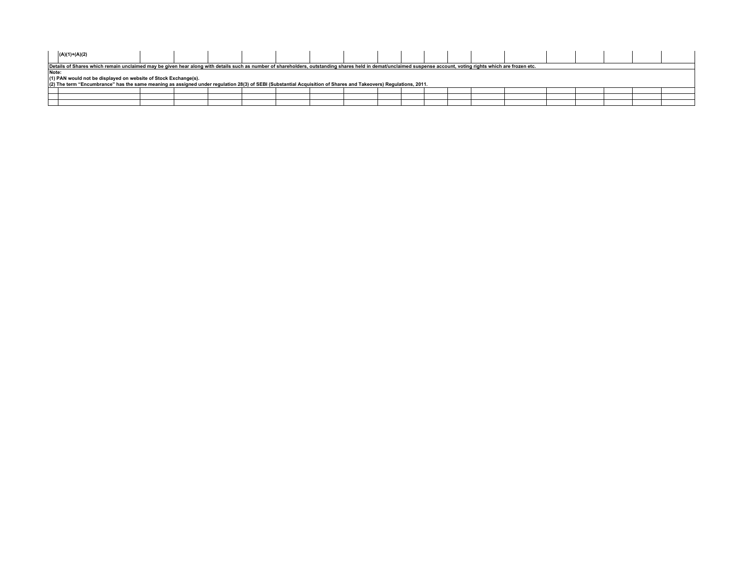| | (A)(1)+(A)(2) | | | | | | | | | | | | | | | | | | |
|---|---|---|---|---|---|---|---|---|---|---|---|---|---|---|---|---|---|---|---|

Details of Shares which remain unclaimed may be given hear along with details such as number of shareholders, outstanding shares held in demat/unclaimed suspense account, voting rights which are frozen etc.

**Note:**

(1) PAN would not be displayed on website of Stock Exchange(s).

(2) The term “Encumbrance” has the same meaning as assigned under regulation 28(3) of SEBI (Substantial Acquisition of Shares and Takeovers) Regulations, 2011.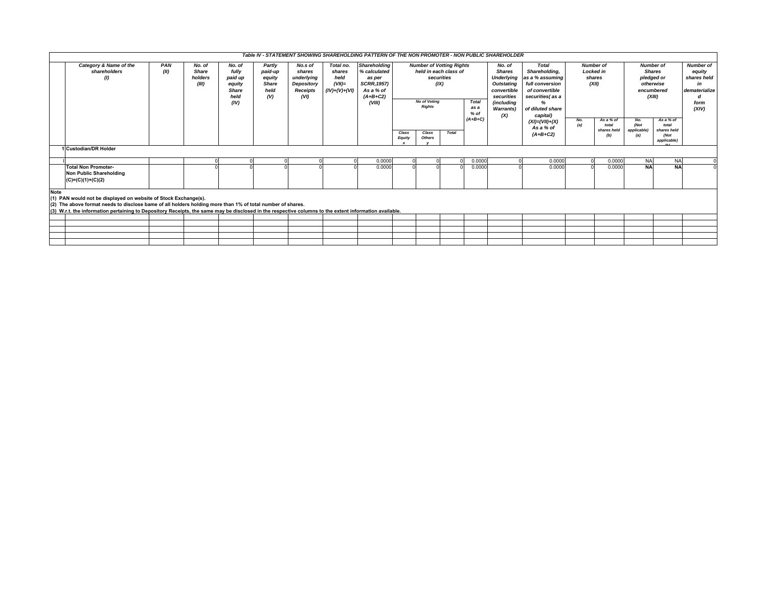Table IV - STATEMENT SHOWING SHAREHOLDING PATTERN OF THE NON PROMOTER - NON PUBLIC SHAREHOLDER

| | Category & Name of the shareholders (I) | PAN (II) | No. of Share holders (III) | No. of fully paid up equity Share held (IV) | Partly paid-up equity Share held (V) | No.s of shares underlying Depository Receipts (VI) | Total no. shares held (VII)= (IV)+(V)+(VI) | Shareholding % calculated as per SCRR,1957) As a % of (A+B+C2) (VIII) | Number of Votting Rights held in each class of securities (IX) | | | | No. of Shares Underlying Outstating convertible securities (including Warrants) (X) | Total Shareholding, as a % assuming full conversion of convertible securities( as a % of diluted share capital) (XI)=(VII)+(X) As a % of (A+B+C2) | Number of Locked in shares (XII) | | Number of Shares pledged or otherwise encumbered (XIII) | | Number of equity shares held in dematerialized form (XIV) |
|---|---|---|---|---|---|---|---|---|---|---|---|---|---|---|---|---|---|---|---|
| | | | | | | | | | No of Voting Rights | | | Total as a % of (A+B+C) | | | No. (a) | As a % of total shares held (b) | No. (Not applicable) (a) | As a % of total shares held (Not applicable) (b) | |
| | | | | | | | | | Class Equity x | Class Others y | Total | | | | | | | | |
| 1 | Custodian/DR Holder | | | | | | | | | | | | | | | | | | |
| I | | | 0 | 0 | 0 | 0 | 0 | 0.0000 | 0 | 0 | 0 | 0.0000 | 0 | 0.0000 | 0 | 0.0000 | NA | NA | 0 |
| | **Total Non Promoter-Non Public Shareholding (C)=(C)(1)+(C)(2)** | | 0 | 0 | 0 | 0 | 0 | 0.0000 | 0 | 0 | 0 | 0.0000 | 0 | 0.0000 | 0 | 0.0000 | **NA** | **NA** | 0 |

**Note**

**(1) PAN would not be displayed on website of Stock Exchange(s).**

**(2) The above format needs to disclose bame of all holders holding more than 1% of total number of shares.**

**(3) W.r.t. the information pertaining to Depository Receipts, the same may be disclosed in the respective columns to the extent information available.**